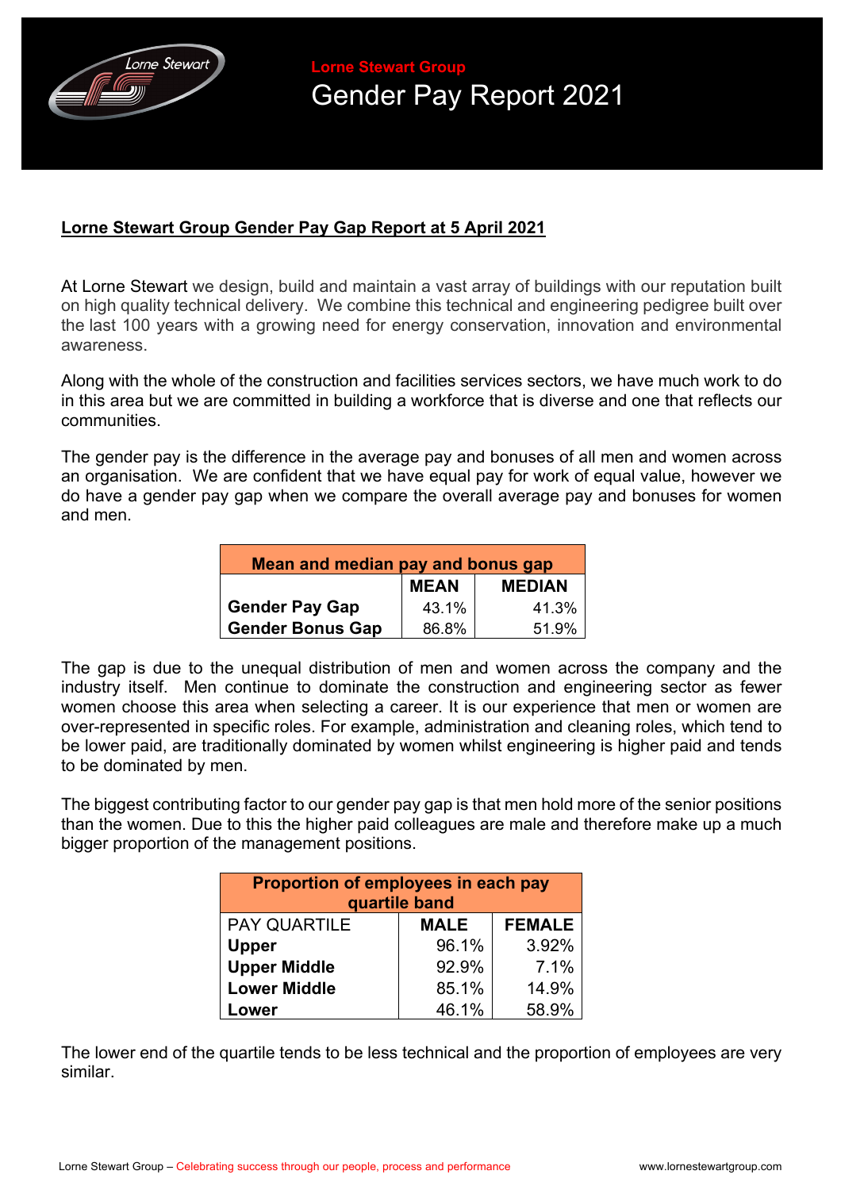Lorne Stewart Group

# Gender Pay Report 2021

## Lorne Stewart Group Gender Pay Gap Report at 5 April 2021

At Lorne Stewart we design, build and maintain a vast array of buildings with our reputation built on high quality technical delivery. We combine this technical and engineering pedigree built over the last 100 years with a growing need for energy conservation, innovation and environmental awareness.

Along with the whole of the construction and facilities services sectors, we have much work to do in this area but we are committed in building a workforce that is diverse and one that reflects our communities.

The gender pay is the difference in the average pay and bonuses of all men and women across an organisation. We are confident that we have equal pay for work of equal value, however we do have a gender pay gap when we compare the overall average pay and bonuses for women and men.

| Mean and median pay and bonus gap | | |
|---|---|---|
| | **MEAN** | **MEDIAN** |
| **Gender Pay Gap** | 43.1% | 41.3% |
| **Gender Bonus Gap** | 86.8% | 51.9% |

The gap is due to the unequal distribution of men and women across the company and the industry itself. Men continue to dominate the construction and engineering sector as fewer women choose this area when selecting a career. It is our experience that men or women are over-represented in specific roles. For example, administration and cleaning roles, which tend to be lower paid, are traditionally dominated by women whilst engineering is higher paid and tends to be dominated by men.

The biggest contributing factor to our gender pay gap is that men hold more of the senior positions than the women. Due to this the higher paid colleagues are male and therefore make up a much bigger proportion of the management positions.

| Proportion of employees in each pay quartile band | | |
|---|---|---|
| PAY QUARTILE | **MALE** | **FEMALE** |
| **Upper** | 96.1% | 3.92% |
| **Upper Middle** | 92.9% | 7.1% |
| **Lower Middle** | 85.1% | 14.9% |
| **Lower** | 46.1% | 58.9% |

The lower end of the quartile tends to be less technical and the proportion of employees are very similar.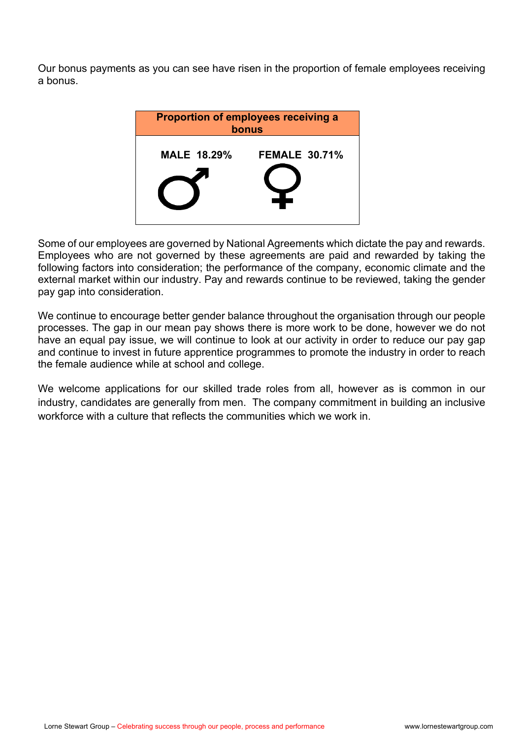Our bonus payments as you can see have risen in the proportion of female employees receiving a bonus.

| Proportion of employees receiving a bonus | |
| --- | --- |
| **MALE 18.29%** | **FEMALE 30.71%** |

Some of our employees are governed by National Agreements which dictate the pay and rewards. Employees who are not governed by these agreements are paid and rewarded by taking the following factors into consideration; the performance of the company, economic climate and the external market within our industry. Pay and rewards continue to be reviewed, taking the gender pay gap into consideration.

We continue to encourage better gender balance throughout the organisation through our people processes. The gap in our mean pay shows there is more work to be done, however we do not have an equal pay issue, we will continue to look at our activity in order to reduce our pay gap and continue to invest in future apprentice programmes to promote the industry in order to reach the female audience while at school and college.

We welcome applications for our skilled trade roles from all, however as is common in our industry, candidates are generally from men. The company commitment in building an inclusive workforce with a culture that reflects the communities which we work in.